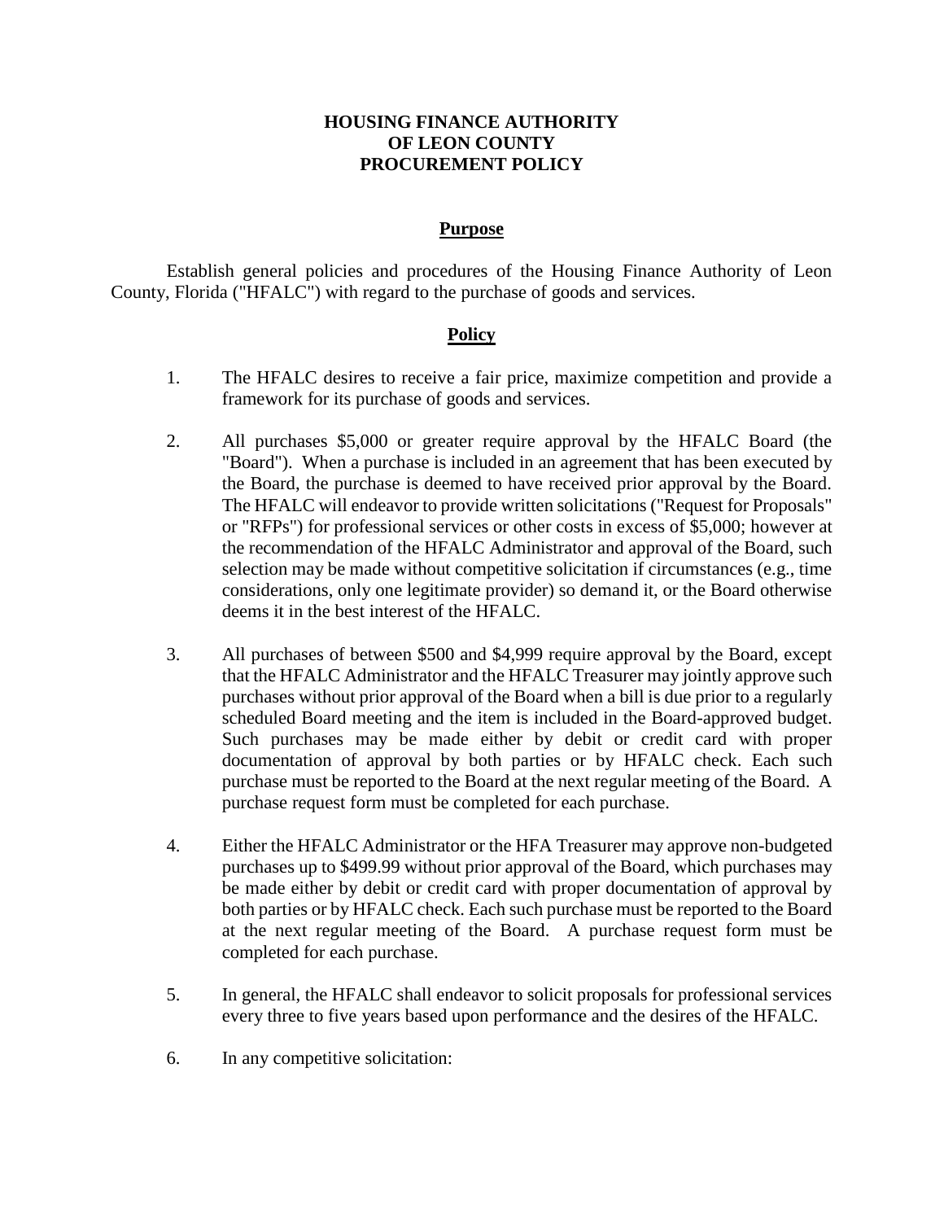# HOUSING FINANCE AUTHORITY OF LEON COUNTY PROCUREMENT POLICY

## Purpose

Establish general policies and procedures of the Housing Finance Authority of Leon County, Florida ("HFALC") with regard to the purchase of goods and services.

## Policy

1. The HFALC desires to receive a fair price, maximize competition and provide a framework for its purchase of goods and services.

2. All purchases $5,000 or greater require approval by the HFALC Board (the "Board"). When a purchase is included in an agreement that has been executed by the Board, the purchase is deemed to have received prior approval by the Board. The HFALC will endeavor to provide written solicitations ("Request for Proposals" or "RFPs") for professional services or other costs in excess of $5,000; however at the recommendation of the HFALC Administrator and approval of the Board, such selection may be made without competitive solicitation if circumstances (e.g., time considerations, only one legitimate provider) so demand it, or the Board otherwise deems it in the best interest of the HFALC.

3. All purchases of between $500 and $4,999 require approval by the Board, except that the HFALC Administrator and the HFALC Treasurer may jointly approve such purchases without prior approval of the Board when a bill is due prior to a regularly scheduled Board meeting and the item is included in the Board-approved budget. Such purchases may be made either by debit or credit card with proper documentation of approval by both parties or by HFALC check. Each such purchase must be reported to the Board at the next regular meeting of the Board. A purchase request form must be completed for each purchase.

4. Either the HFALC Administrator or the HFA Treasurer may approve non-budgeted purchases up to $499.99 without prior approval of the Board, which purchases may be made either by debit or credit card with proper documentation of approval by both parties or by HFALC check. Each such purchase must be reported to the Board at the next regular meeting of the Board. A purchase request form must be completed for each purchase.

5. In general, the HFALC shall endeavor to solicit proposals for professional services every three to five years based upon performance and the desires of the HFALC.

6. In any competitive solicitation: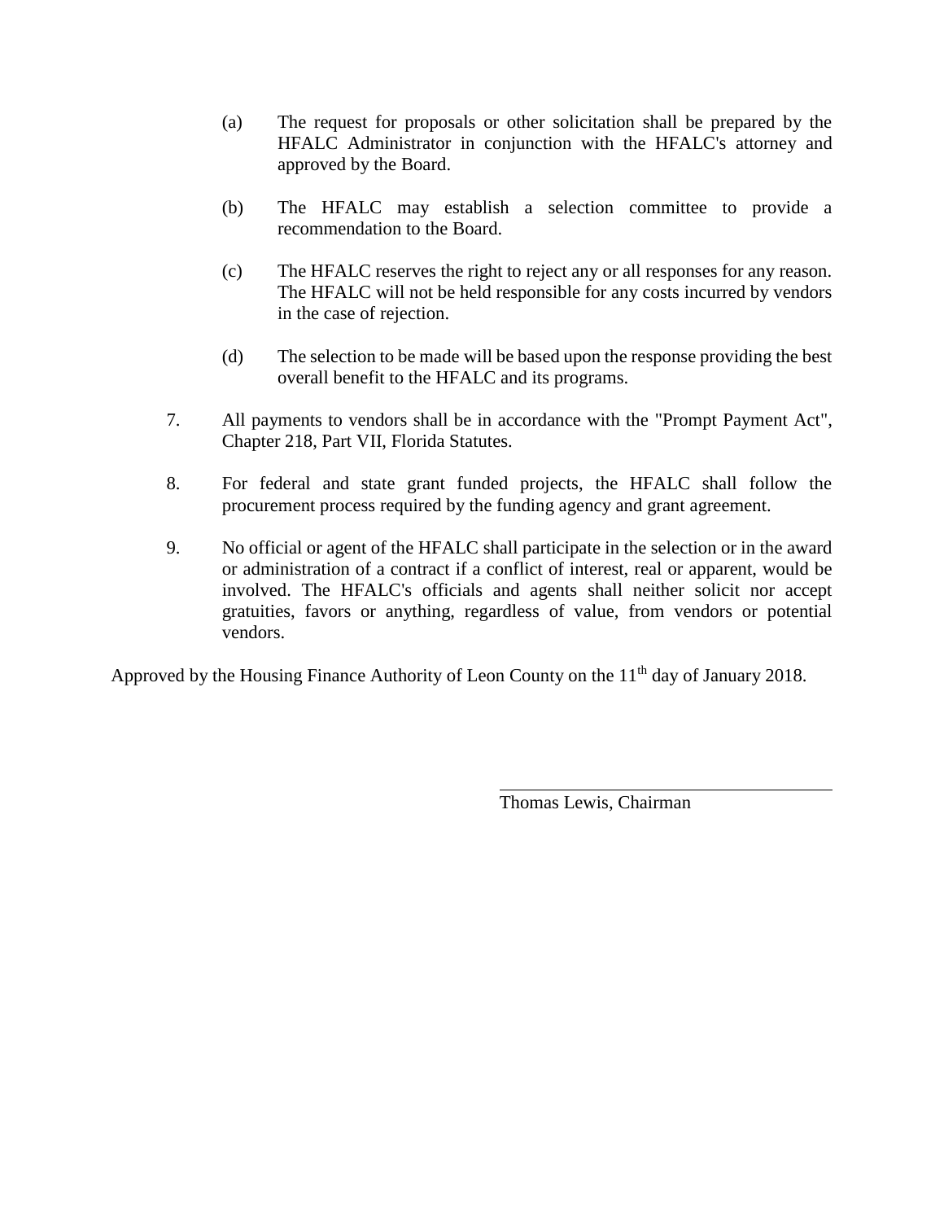(a) The request for proposals or other solicitation shall be prepared by the HFALC Administrator in conjunction with the HFALC's attorney and approved by the Board.

(b) The HFALC may establish a selection committee to provide a recommendation to the Board.

(c) The HFALC reserves the right to reject any or all responses for any reason. The HFALC will not be held responsible for any costs incurred by vendors in the case of rejection.

(d) The selection to be made will be based upon the response providing the best overall benefit to the HFALC and its programs.

7. All payments to vendors shall be in accordance with the "Prompt Payment Act", Chapter 218, Part VII, Florida Statutes.

8. For federal and state grant funded projects, the HFALC shall follow the procurement process required by the funding agency and grant agreement.

9. No official or agent of the HFALC shall participate in the selection or in the award or administration of a contract if a conflict of interest, real or apparent, would be involved. The HFALC's officials and agents shall neither solicit nor accept gratuities, favors or anything, regardless of value, from vendors or potential vendors.

Approved by the Housing Finance Authority of Leon County on the 11th day of January 2018.

\_\_\_\_\_\_\_\_\_\_\_\_\_\_\_\_\_\_\_\_\_\_\_\_\_\_\_\_\_\_\_\_\_\_

Thomas Lewis, Chairman